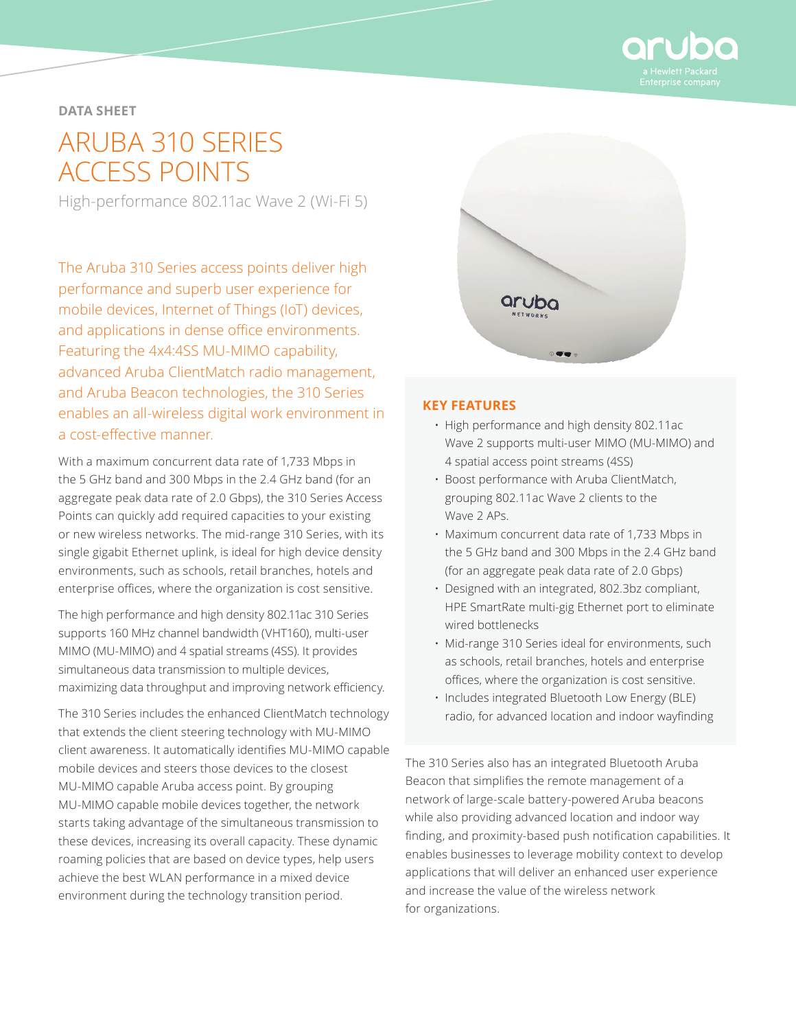DATA SHEET

# ARUBA 310 SERIES ACCESS POINTS

High-performance 802.11ac Wave 2 (Wi-Fi 5)

The Aruba 310 Series access points deliver high performance and superb user experience for mobile devices, Internet of Things (IoT) devices, and applications in dense office environments. Featuring the 4x4:4SS MU-MIMO capability, advanced Aruba ClientMatch radio management, and Aruba Beacon technologies, the 310 Series enables an all-wireless digital work environment in a cost-effective manner.

With a maximum concurrent data rate of 1,733 Mbps in the 5 GHz band and 300 Mbps in the 2.4 GHz band (for an aggregate peak data rate of 2.0 Gbps), the 310 Series Access Points can quickly add required capacities to your existing or new wireless networks. The mid-range 310 Series, with its single gigabit Ethernet uplink, is ideal for high device density environments, such as schools, retail branches, hotels and enterprise offices, where the organization is cost sensitive.

The high performance and high density 802.11ac 310 Series supports 160 MHz channel bandwidth (VHT160), multi-user MIMO (MU-MIMO) and 4 spatial streams (4SS). It provides simultaneous data transmission to multiple devices, maximizing data throughput and improving network efficiency.

The 310 Series includes the enhanced ClientMatch technology that extends the client steering technology with MU-MIMO client awareness. It automatically identifies MU-MIMO capable mobile devices and steers those devices to the closest MU-MIMO capable Aruba access point. By grouping MU-MIMO capable mobile devices together, the network starts taking advantage of the simultaneous transmission to these devices, increasing its overall capacity. These dynamic roaming policies that are based on device types, help users achieve the best WLAN performance in a mixed device environment during the technology transition period.

## KEY FEATURES

- High performance and high density 802.11ac Wave 2 supports multi-user MIMO (MU-MIMO) and 4 spatial access point streams (4SS)
- Boost performance with Aruba ClientMatch, grouping 802.11ac Wave 2 clients to the Wave 2 APs.
- Maximum concurrent data rate of 1,733 Mbps in the 5 GHz band and 300 Mbps in the 2.4 GHz band (for an aggregate peak data rate of 2.0 Gbps)
- Designed with an integrated, 802.3bz compliant, HPE SmartRate multi-gig Ethernet port to eliminate wired bottlenecks
- Mid-range 310 Series ideal for environments, such as schools, retail branches, hotels and enterprise offices, where the organization is cost sensitive.
- Includes integrated Bluetooth Low Energy (BLE) radio, for advanced location and indoor wayfinding

The 310 Series also has an integrated Bluetooth Aruba Beacon that simplifies the remote management of a network of large-scale battery-powered Aruba beacons while also providing advanced location and indoor way finding, and proximity-based push notification capabilities. It enables businesses to leverage mobility context to develop applications that will deliver an enhanced user experience and increase the value of the wireless network for organizations.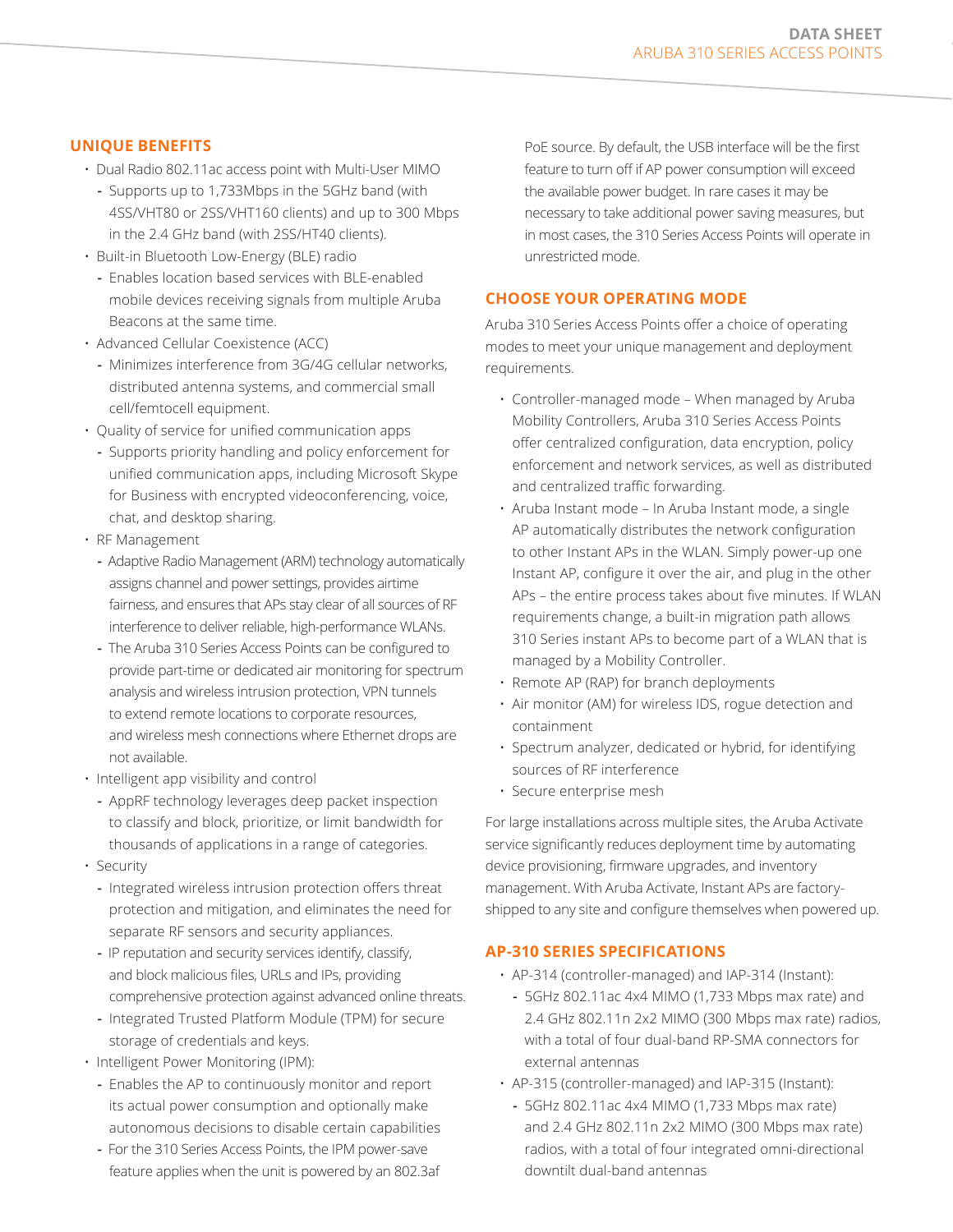## UNIQUE BENEFITS

- Dual Radio 802.11ac access point with Multi-User MIMO
  - Supports up to 1,733Mbps in the 5GHz band (with 4SS/VHT80 or 2SS/VHT160 clients) and up to 300 Mbps in the 2.4 GHz band (with 2SS/HT40 clients).
- Built-in Bluetooth Low-Energy (BLE) radio
  - Enables location based services with BLE-enabled mobile devices receiving signals from multiple Aruba Beacons at the same time.
- Advanced Cellular Coexistence (ACC)
  - Minimizes interference from 3G/4G cellular networks, distributed antenna systems, and commercial small cell/femtocell equipment.
- Quality of service for unified communication apps
  - Supports priority handling and policy enforcement for unified communication apps, including Microsoft Skype for Business with encrypted videoconferencing, voice, chat, and desktop sharing.
- RF Management
  - Adaptive Radio Management (ARM) technology automatically assigns channel and power settings, provides airtime fairness, and ensures that APs stay clear of all sources of RF interference to deliver reliable, high-performance WLANs.
  - The Aruba 310 Series Access Points can be configured to provide part-time or dedicated air monitoring for spectrum analysis and wireless intrusion protection, VPN tunnels to extend remote locations to corporate resources, and wireless mesh connections where Ethernet drops are not available.
- Intelligent app visibility and control
  - AppRF technology leverages deep packet inspection to classify and block, prioritize, or limit bandwidth for thousands of applications in a range of categories.
- Security
  - Integrated wireless intrusion protection offers threat protection and mitigation, and eliminates the need for separate RF sensors and security appliances.
  - IP reputation and security services identify, classify, and block malicious files, URLs and IPs, providing comprehensive protection against advanced online threats.
  - Integrated Trusted Platform Module (TPM) for secure storage of credentials and keys.
- Intelligent Power Monitoring (IPM):
  - Enables the AP to continuously monitor and report its actual power consumption and optionally make autonomous decisions to disable certain capabilities
  - For the 310 Series Access Points, the IPM power-save feature applies when the unit is powered by an 802.3af PoE source. By default, the USB interface will be the first feature to turn off if AP power consumption will exceed the available power budget. In rare cases it may be necessary to take additional power saving measures, but in most cases, the 310 Series Access Points will operate in unrestricted mode.

## CHOOSE YOUR OPERATING MODE

Aruba 310 Series Access Points offer a choice of operating modes to meet your unique management and deployment requirements.

- Controller-managed mode – When managed by Aruba Mobility Controllers, Aruba 310 Series Access Points offer centralized configuration, data encryption, policy enforcement and network services, as well as distributed and centralized traffic forwarding.
- Aruba Instant mode – In Aruba Instant mode, a single AP automatically distributes the network configuration to other Instant APs in the WLAN. Simply power-up one Instant AP, configure it over the air, and plug in the other APs – the entire process takes about five minutes. If WLAN requirements change, a built-in migration path allows 310 Series instant APs to become part of a WLAN that is managed by a Mobility Controller.
- Remote AP (RAP) for branch deployments
- Air monitor (AM) for wireless IDS, rogue detection and containment
- Spectrum analyzer, dedicated or hybrid, for identifying sources of RF interference
- Secure enterprise mesh

For large installations across multiple sites, the Aruba Activate service significantly reduces deployment time by automating device provisioning, firmware upgrades, and inventory management. With Aruba Activate, Instant APs are factory-shipped to any site and configure themselves when powered up.

## AP-310 SERIES SPECIFICATIONS

- AP-314 (controller-managed) and IAP-314 (Instant):
  - 5GHz 802.11ac 4x4 MIMO (1,733 Mbps max rate) and 2.4 GHz 802.11n 2x2 MIMO (300 Mbps max rate) radios, with a total of four dual-band RP-SMA connectors for external antennas
- AP-315 (controller-managed) and IAP-315 (Instant):
  - 5GHz 802.11ac 4x4 MIMO (1,733 Mbps max rate) and 2.4 GHz 802.11n 2x2 MIMO (300 Mbps max rate) radios, with a total of four integrated omni-directional downtilt dual-band antennas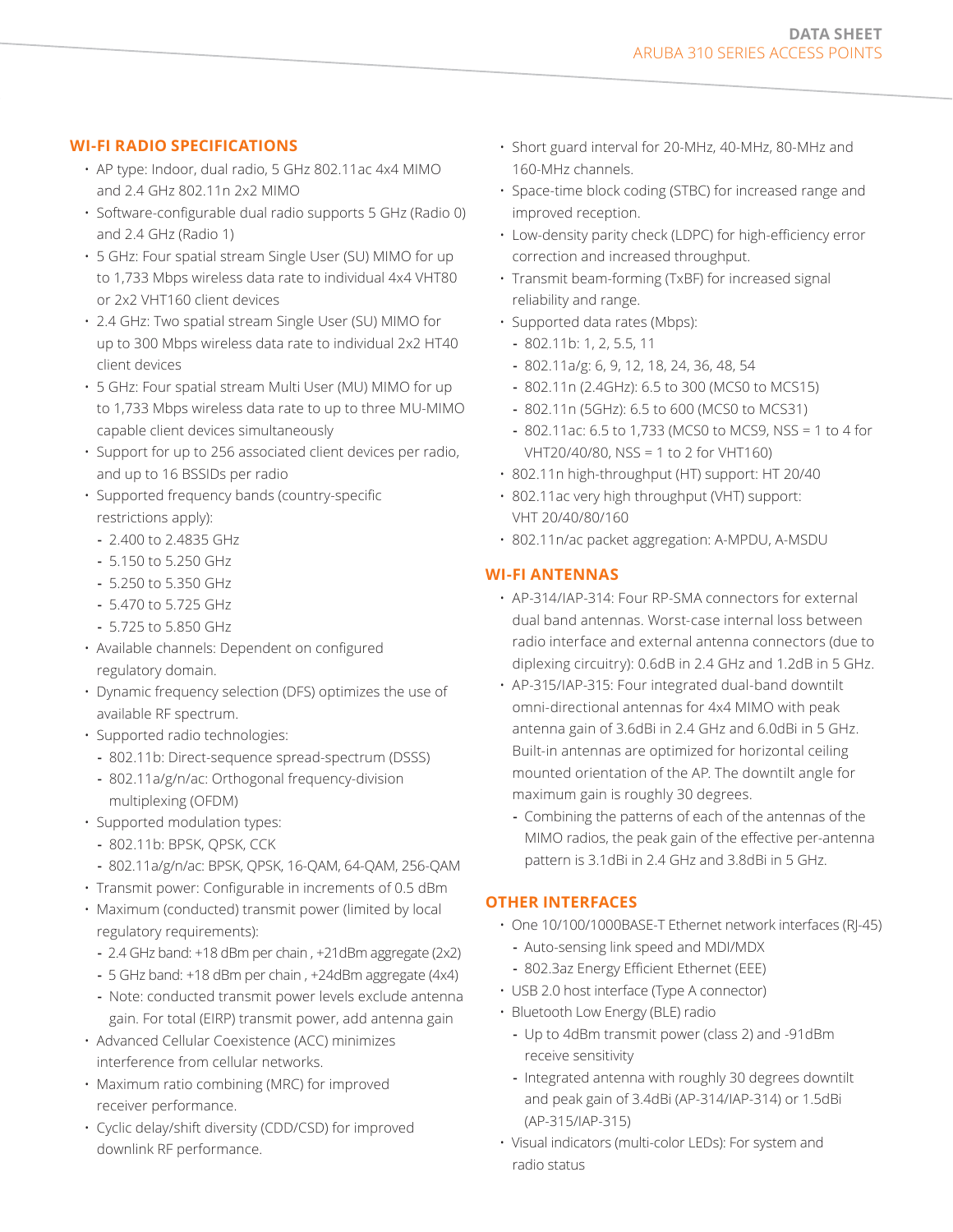## WI-FI RADIO SPECIFICATIONS

- AP type: Indoor, dual radio, 5 GHz 802.11ac 4x4 MIMO and 2.4 GHz 802.11n 2x2 MIMO
- Software-configurable dual radio supports 5 GHz (Radio 0) and 2.4 GHz (Radio 1)
- 5 GHz: Four spatial stream Single User (SU) MIMO for up to 1,733 Mbps wireless data rate to individual 4x4 VHT80 or 2x2 VHT160 client devices
- 2.4 GHz: Two spatial stream Single User (SU) MIMO for up to 300 Mbps wireless data rate to individual 2x2 HT40 client devices
- 5 GHz: Four spatial stream Multi User (MU) MIMO for up to 1,733 Mbps wireless data rate to up to three MU-MIMO capable client devices simultaneously
- Support for up to 256 associated client devices per radio, and up to 16 BSSIDs per radio
- Supported frequency bands (country-specific restrictions apply):
  - 2.400 to 2.4835 GHz
  - 5.150 to 5.250 GHz
  - 5.250 to 5.350 GHz
  - 5.470 to 5.725 GHz
  - 5.725 to 5.850 GHz
- Available channels: Dependent on configured regulatory domain.
- Dynamic frequency selection (DFS) optimizes the use of available RF spectrum.
- Supported radio technologies:
  - 802.11b: Direct-sequence spread-spectrum (DSSS)
  - 802.11a/g/n/ac: Orthogonal frequency-division multiplexing (OFDM)
- Supported modulation types:
  - 802.11b: BPSK, QPSK, CCK
  - 802.11a/g/n/ac: BPSK, QPSK, 16-QAM, 64-QAM, 256-QAM
- Transmit power: Configurable in increments of 0.5 dBm
- Maximum (conducted) transmit power (limited by local regulatory requirements):
  - 2.4 GHz band: +18 dBm per chain , +21dBm aggregate (2x2)
  - 5 GHz band: +18 dBm per chain , +24dBm aggregate (4x4)
  - Note: conducted transmit power levels exclude antenna gain. For total (EIRP) transmit power, add antenna gain
- Advanced Cellular Coexistence (ACC) minimizes interference from cellular networks.
- Maximum ratio combining (MRC) for improved receiver performance.
- Cyclic delay/shift diversity (CDD/CSD) for improved downlink RF performance.
- Short guard interval for 20-MHz, 40-MHz, 80-MHz and 160-MHz channels.
- Space-time block coding (STBC) for increased range and improved reception.
- Low-density parity check (LDPC) for high-efficiency error correction and increased throughput.
- Transmit beam-forming (TxBF) for increased signal reliability and range.
- Supported data rates (Mbps):
  - 802.11b: 1, 2, 5.5, 11
  - 802.11a/g: 6, 9, 12, 18, 24, 36, 48, 54
  - 802.11n (2.4GHz): 6.5 to 300 (MCS0 to MCS15)
  - 802.11n (5GHz): 6.5 to 600 (MCS0 to MCS31)
  - 802.11ac: 6.5 to 1,733 (MCS0 to MCS9, NSS = 1 to 4 for VHT20/40/80, NSS = 1 to 2 for VHT160)
- 802.11n high-throughput (HT) support: HT 20/40
- 802.11ac very high throughput (VHT) support: VHT 20/40/80/160
- 802.11n/ac packet aggregation: A-MPDU, A-MSDU

## WI-FI ANTENNAS

- AP-314/IAP-314: Four RP-SMA connectors for external dual band antennas. Worst-case internal loss between radio interface and external antenna connectors (due to diplexing circuitry): 0.6dB in 2.4 GHz and 1.2dB in 5 GHz.
- AP-315/IAP-315: Four integrated dual-band downtilt omni-directional antennas for 4x4 MIMO with peak antenna gain of 3.6dBi in 2.4 GHz and 6.0dBi in 5 GHz. Built-in antennas are optimized for horizontal ceiling mounted orientation of the AP. The downtilt angle for maximum gain is roughly 30 degrees.
  - Combining the patterns of each of the antennas of the MIMO radios, the peak gain of the effective per-antenna pattern is 3.1dBi in 2.4 GHz and 3.8dBi in 5 GHz.

## OTHER INTERFACES

- One 10/100/1000BASE-T Ethernet network interfaces (RJ-45)
  - Auto-sensing link speed and MDI/MDX
  - 802.3az Energy Efficient Ethernet (EEE)
- USB 2.0 host interface (Type A connector)
- Bluetooth Low Energy (BLE) radio
  - Up to 4dBm transmit power (class 2) and -91dBm receive sensitivity
  - Integrated antenna with roughly 30 degrees downtilt and peak gain of 3.4dBi (AP-314/IAP-314) or 1.5dBi (AP-315/IAP-315)
- Visual indicators (multi-color LEDs): For system and radio status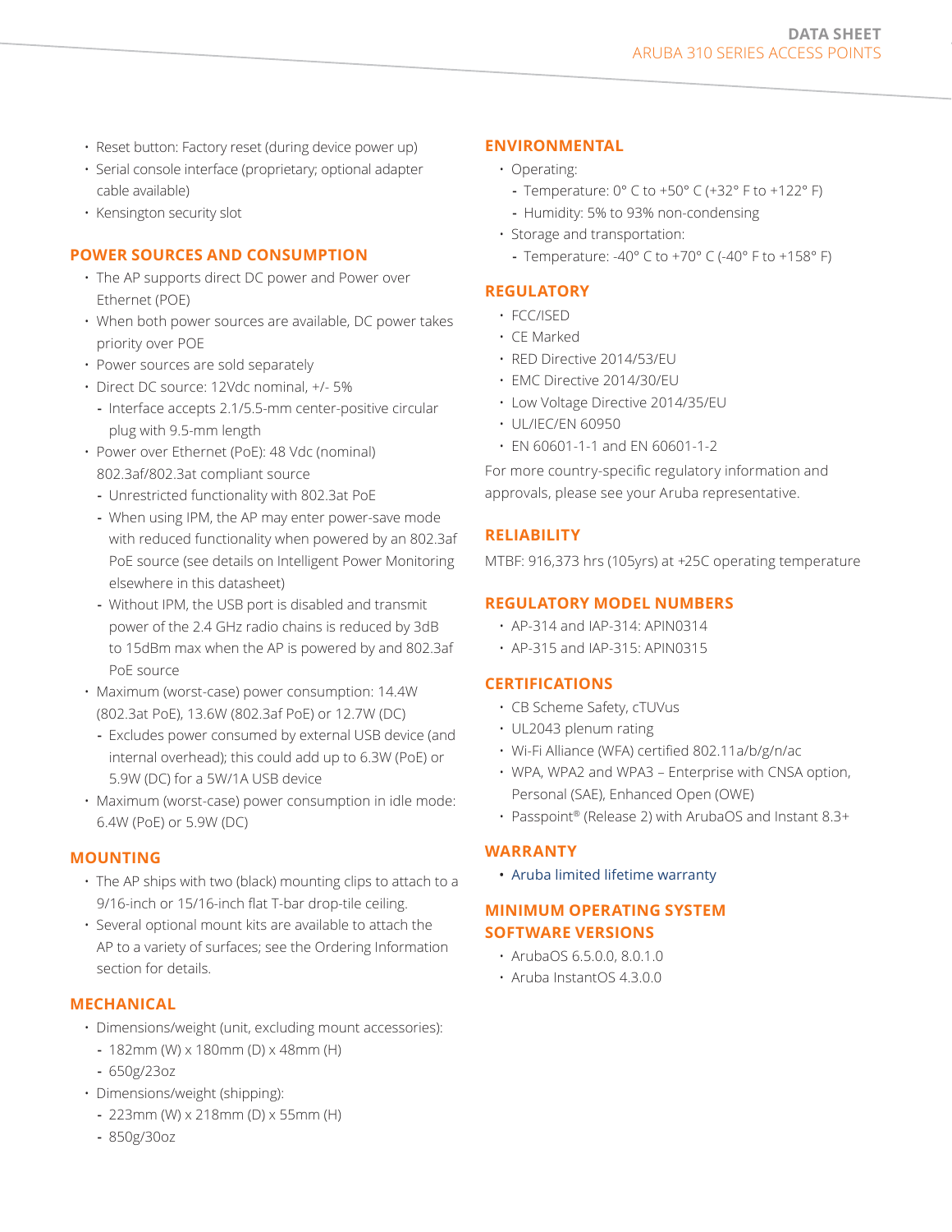- Reset button: Factory reset (during device power up)
- Serial console interface (proprietary; optional adapter cable available)
- Kensington security slot

## POWER SOURCES AND CONSUMPTION

- The AP supports direct DC power and Power over Ethernet (POE)
- When both power sources are available, DC power takes priority over POE
- Power sources are sold separately
- Direct DC source: 12Vdc nominal, +/- 5%
  - Interface accepts 2.1/5.5-mm center-positive circular plug with 9.5-mm length
- Power over Ethernet (PoE): 48 Vdc (nominal) 802.3af/802.3at compliant source
  - Unrestricted functionality with 802.3at PoE
  - When using IPM, the AP may enter power-save mode with reduced functionality when powered by an 802.3af PoE source (see details on Intelligent Power Monitoring elsewhere in this datasheet)
  - Without IPM, the USB port is disabled and transmit power of the 2.4 GHz radio chains is reduced by 3dB to 15dBm max when the AP is powered by and 802.3af PoE source
- Maximum (worst-case) power consumption: 14.4W (802.3at PoE), 13.6W (802.3af PoE) or 12.7W (DC)
  - Excludes power consumed by external USB device (and internal overhead); this could add up to 6.3W (PoE) or 5.9W (DC) for a 5W/1A USB device
- Maximum (worst-case) power consumption in idle mode: 6.4W (PoE) or 5.9W (DC)

## MOUNTING

- The AP ships with two (black) mounting clips to attach to a 9/16-inch or 15/16-inch flat T-bar drop-tile ceiling.
- Several optional mount kits are available to attach the AP to a variety of surfaces; see the Ordering Information section for details.

## MECHANICAL

- Dimensions/weight (unit, excluding mount accessories):
  - 182mm (W) x 180mm (D) x 48mm (H)
  - 650g/23oz
- Dimensions/weight (shipping):
  - 223mm (W) x 218mm (D) x 55mm (H)
  - 850g/30oz

## ENVIRONMENTAL

- Operating:
  - Temperature: 0° C to +50° C (+32° F to +122° F)
  - Humidity: 5% to 93% non-condensing
- Storage and transportation:
  - Temperature: -40° C to +70° C (-40° F to +158° F)

## REGULATORY

- FCC/ISED
- CE Marked
- RED Directive 2014/53/EU
- EMC Directive 2014/30/EU
- Low Voltage Directive 2014/35/EU
- UL/IEC/EN 60950
- EN 60601-1-1 and EN 60601-1-2

For more country-specific regulatory information and approvals, please see your Aruba representative.

## RELIABILITY

MTBF: 916,373 hrs (105yrs) at +25C operating temperature

## REGULATORY MODEL NUMBERS

- AP-314 and IAP-314: APIN0314
- AP-315 and IAP-315: APIN0315

## CERTIFICATIONS

- CB Scheme Safety, cTUVus
- UL2043 plenum rating
- Wi-Fi Alliance (WFA) certified 802.11a/b/g/n/ac
- WPA, WPA2 and WPA3 – Enterprise with CNSA option, Personal (SAE), Enhanced Open (OWE)
- Passpoint® (Release 2) with ArubaOS and Instant 8.3+

## WARRANTY

- Aruba limited lifetime warranty

## MINIMUM OPERATING SYSTEM SOFTWARE VERSIONS

- ArubaOS 6.5.0.0, 8.0.1.0
- Aruba InstantOS 4.3.0.0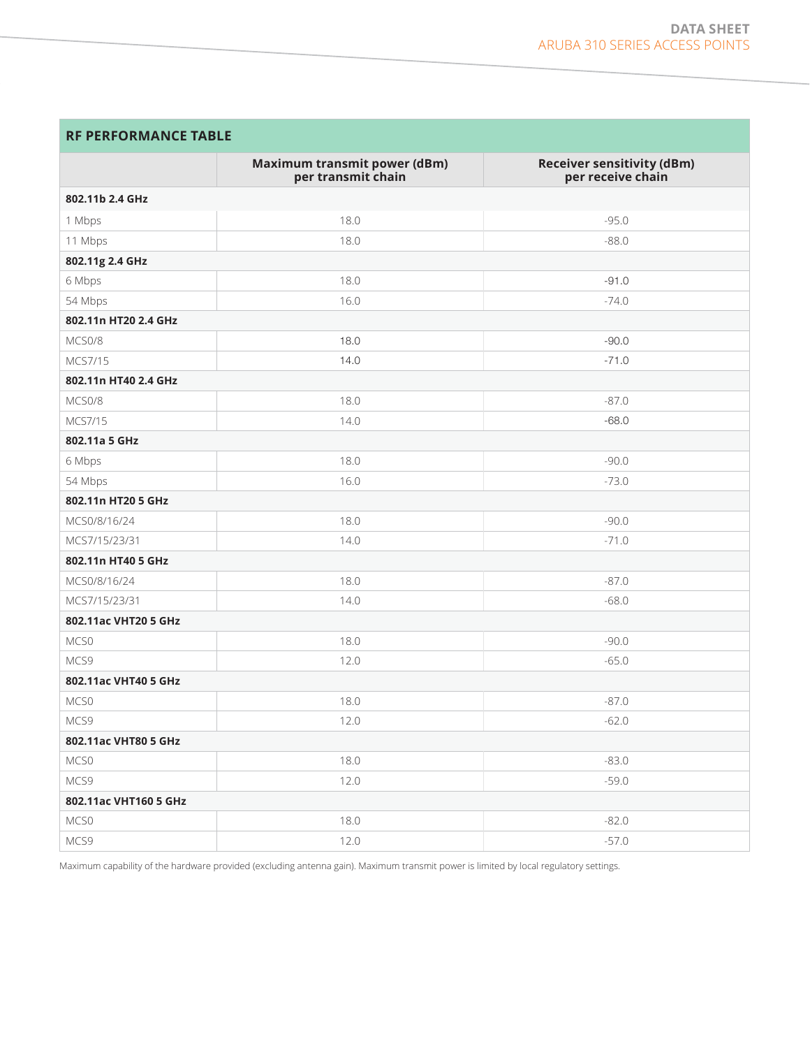## RF PERFORMANCE TABLE

| | Maximum transmit power (dBm) per transmit chain | Receiver sensitivity (dBm) per receive chain |
|---|---|---|
| **802.11b 2.4 GHz** | | |
| 1 Mbps | 18.0 | -95.0 |
| 11 Mbps | 18.0 | -88.0 |
| **802.11g 2.4 GHz** | | |
| 6 Mbps | 18.0 | -91.0 |
| 54 Mbps | 16.0 | -74.0 |
| **802.11n HT20 2.4 GHz** | | |
| MCS0/8 | 18.0 | -90.0 |
| MCS7/15 | 14.0 | -71.0 |
| **802.11n HT40 2.4 GHz** | | |
| MCS0/8 | 18.0 | -87.0 |
| MCS7/15 | 14.0 | -68.0 |
| **802.11a 5 GHz** | | |
| 6 Mbps | 18.0 | -90.0 |
| 54 Mbps | 16.0 | -73.0 |
| **802.11n HT20 5 GHz** | | |
| MCS0/8/16/24 | 18.0 | -90.0 |
| MCS7/15/23/31 | 14.0 | -71.0 |
| **802.11n HT40 5 GHz** | | |
| MCS0/8/16/24 | 18.0 | -87.0 |
| MCS7/15/23/31 | 14.0 | -68.0 |
| **802.11ac VHT20 5 GHz** | | |
| MCS0 | 18.0 | -90.0 |
| MCS9 | 12.0 | -65.0 |
| **802.11ac VHT40 5 GHz** | | |
| MCS0 | 18.0 | -87.0 |
| MCS9 | 12.0 | -62.0 |
| **802.11ac VHT80 5 GHz** | | |
| MCS0 | 18.0 | -83.0 |
| MCS9 | 12.0 | -59.0 |
| **802.11ac VHT160 5 GHz** | | |
| MCS0 | 18.0 | -82.0 |
| MCS9 | 12.0 | -57.0 |

Maximum capability of the hardware provided (excluding antenna gain). Maximum transmit power is limited by local regulatory settings.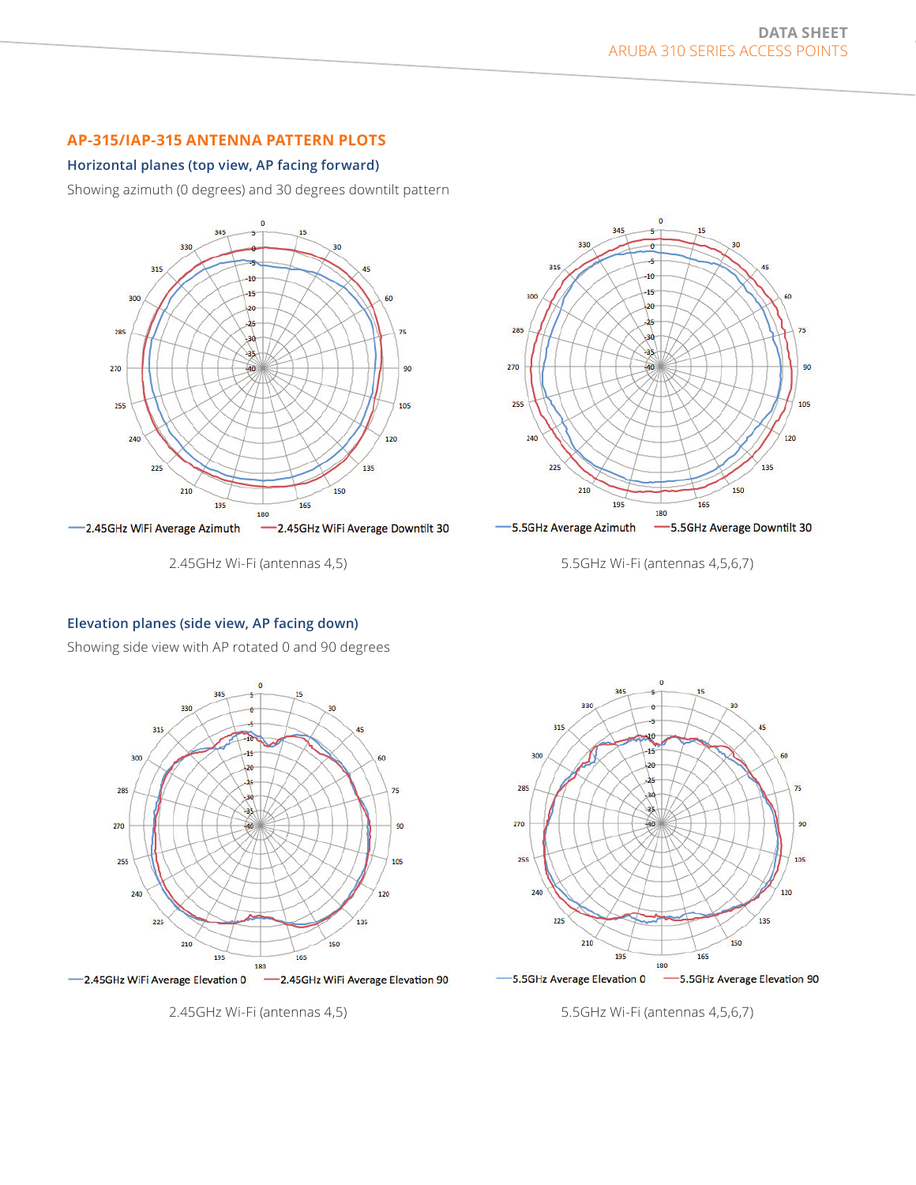## AP-315/IAP-315 ANTENNA PATTERN PLOTS

### Horizontal planes (top view, AP facing forward)

Showing azimuth (0 degrees) and 30 degrees downtilt pattern

—2.45GHz WiFi Average Azimuth —2.45GHz WiFi Average Downtilt 30

2.45GHz Wi-Fi (antennas 4,5)

—5.5GHz Average Azimuth —5.5GHz Average Downtilt 30

5.5GHz Wi-Fi (antennas 4,5,6,7)

### Elevation planes (side view, AP facing down)

Showing side view with AP rotated 0 and 90 degrees

—2.45GHz WiFi Average Elevation 0 —2.45GHz WiFi Average Elevation 90

2.45GHz Wi-Fi (antennas 4,5)

—5.5GHz Average Elevation 0 —5.5GHz Average Elevation 90

5.5GHz Wi-Fi (antennas 4,5,6,7)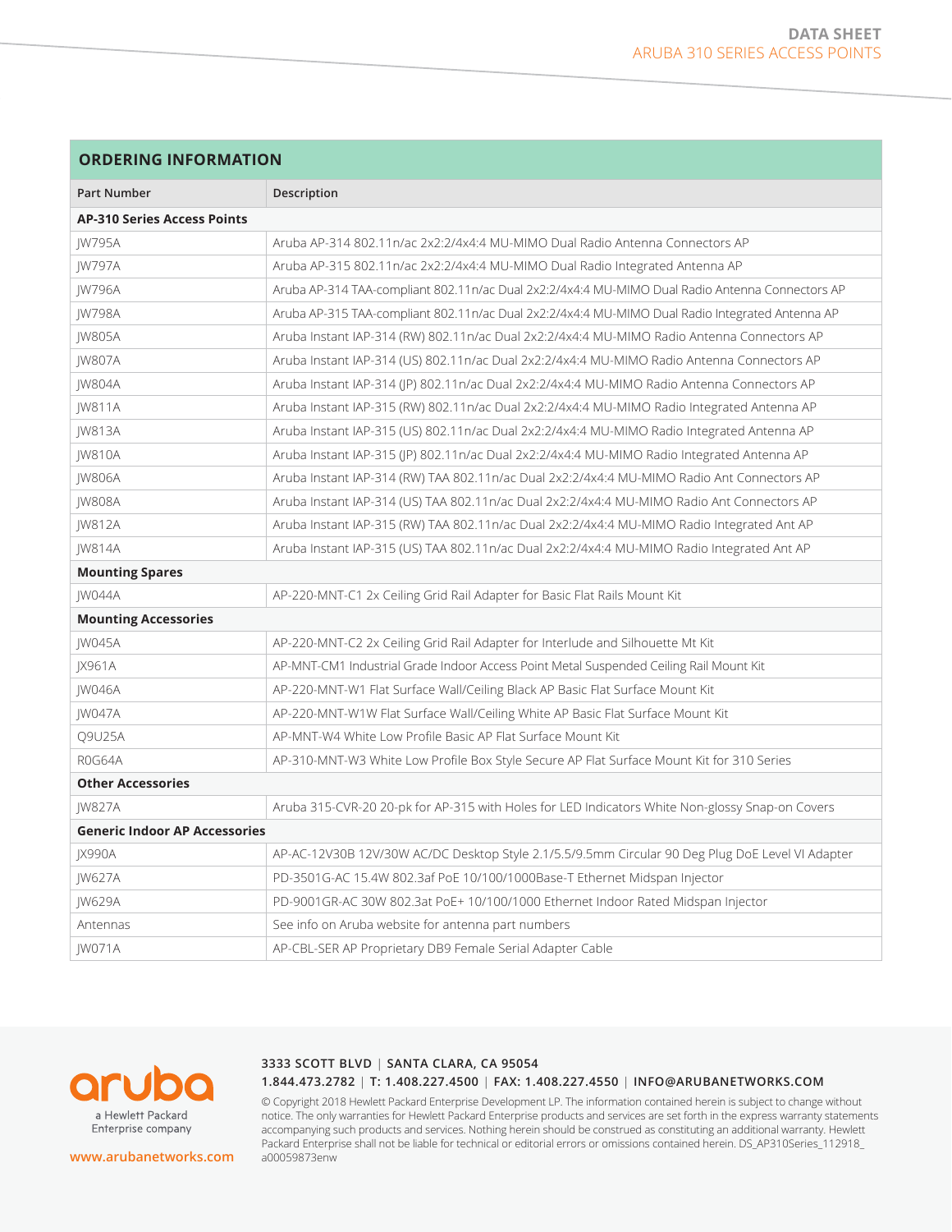## ORDERING INFORMATION

| Part Number | Description |
|---|---|
| **AP-310 Series Access Points** | |
| JW795A | Aruba AP-314 802.11n/ac 2x2:2/4x4:4 MU-MIMO Dual Radio Antenna Connectors AP |
| JW797A | Aruba AP-315 802.11n/ac 2x2:2/4x4:4 MU-MIMO Dual Radio Integrated Antenna AP |
| JW796A | Aruba AP-314 TAA-compliant 802.11n/ac Dual 2x2:2/4x4:4 MU-MIMO Dual Radio Antenna Connectors AP |
| JW798A | Aruba AP-315 TAA-compliant 802.11n/ac Dual 2x2:2/4x4:4 MU-MIMO Dual Radio Integrated Antenna AP |
| JW805A | Aruba Instant IAP-314 (RW) 802.11n/ac Dual 2x2:2/4x4:4 MU-MIMO Radio Antenna Connectors AP |
| JW807A | Aruba Instant IAP-314 (US) 802.11n/ac Dual 2x2:2/4x4:4 MU-MIMO Radio Antenna Connectors AP |
| JW804A | Aruba Instant IAP-314 (JP) 802.11n/ac Dual 2x2:2/4x4:4 MU-MIMO Radio Antenna Connectors AP |
| JW811A | Aruba Instant IAP-315 (RW) 802.11n/ac Dual 2x2:2/4x4:4 MU-MIMO Radio Integrated Antenna AP |
| JW813A | Aruba Instant IAP-315 (US) 802.11n/ac Dual 2x2:2/4x4:4 MU-MIMO Radio Integrated Antenna AP |
| JW810A | Aruba Instant IAP-315 (JP) 802.11n/ac Dual 2x2:2/4x4:4 MU-MIMO Radio Integrated Antenna AP |
| JW806A | Aruba Instant IAP-314 (RW) TAA 802.11n/ac Dual 2x2:2/4x4:4 MU-MIMO Radio Ant Connectors AP |
| JW808A | Aruba Instant IAP-314 (US) TAA 802.11n/ac Dual 2x2:2/4x4:4 MU-MIMO Radio Ant Connectors AP |
| JW812A | Aruba Instant IAP-315 (RW) TAA 802.11n/ac Dual 2x2:2/4x4:4 MU-MIMO Radio Integrated Ant AP |
| JW814A | Aruba Instant IAP-315 (US) TAA 802.11n/ac Dual 2x2:2/4x4:4 MU-MIMO Radio Integrated Ant AP |
| **Mounting Spares** | |
| JW044A | AP-220-MNT-C1 2x Ceiling Grid Rail Adapter for Basic Flat Rails Mount Kit |
| **Mounting Accessories** | |
| JW045A | AP-220-MNT-C2 2x Ceiling Grid Rail Adapter for Interlude and Silhouette Mt Kit |
| JX961A | AP-MNT-CM1 Industrial Grade Indoor Access Point Metal Suspended Ceiling Rail Mount Kit |
| JW046A | AP-220-MNT-W1 Flat Surface Wall/Ceiling Black AP Basic Flat Surface Mount Kit |
| JW047A | AP-220-MNT-W1W Flat Surface Wall/Ceiling White AP Basic Flat Surface Mount Kit |
| Q9U25A | AP-MNT-W4 White Low Profile Basic AP Flat Surface Mount Kit |
| R0G64A | AP-310-MNT-W3 White Low Profile Box Style Secure AP Flat Surface Mount Kit for 310 Series |
| **Other Accessories** | |
| JW827A | Aruba 315-CVR-20 20-pk for AP-315 with Holes for LED Indicators White Non-glossy Snap-on Covers |
| **Generic Indoor AP Accessories** | |
| JX990A | AP-AC-12V30B 12V/30W AC/DC Desktop Style 2.1/5.5/9.5mm Circular 90 Deg Plug DoE Level VI Adapter |
| JW627A | PD-3501G-AC 15.4W 802.3af PoE 10/100/1000Base-T Ethernet Midspan Injector |
| JW629A | PD-9001GR-AC 30W 802.3at PoE+ 10/100/1000 Ethernet Indoor Rated Midspan Injector |
| Antennas | See info on Aruba website for antenna part numbers |
| JW071A | AP-CBL-SER AP Proprietary DB9 Female Serial Adapter Cable |

aruba
a Hewlett Packard Enterprise company

www.arubanetworks.com

**3333 SCOTT BLVD | SANTA CLARA, CA 95054**
**1.844.473.2782 | T: 1.408.227.4500 | FAX: 1.408.227.4550 | INFO@ARUBANETWORKS.COM**

© Copyright 2018 Hewlett Packard Enterprise Development LP. The information contained herein is subject to change without notice. The only warranties for Hewlett Packard Enterprise products and services are set forth in the express warranty statements accompanying such products and services. Nothing herein should be construed as constituting an additional warranty. Hewlett Packard Enterprise shall not be liable for technical or editorial errors or omissions contained herein. DS_AP310Series_112918_a00059873enw